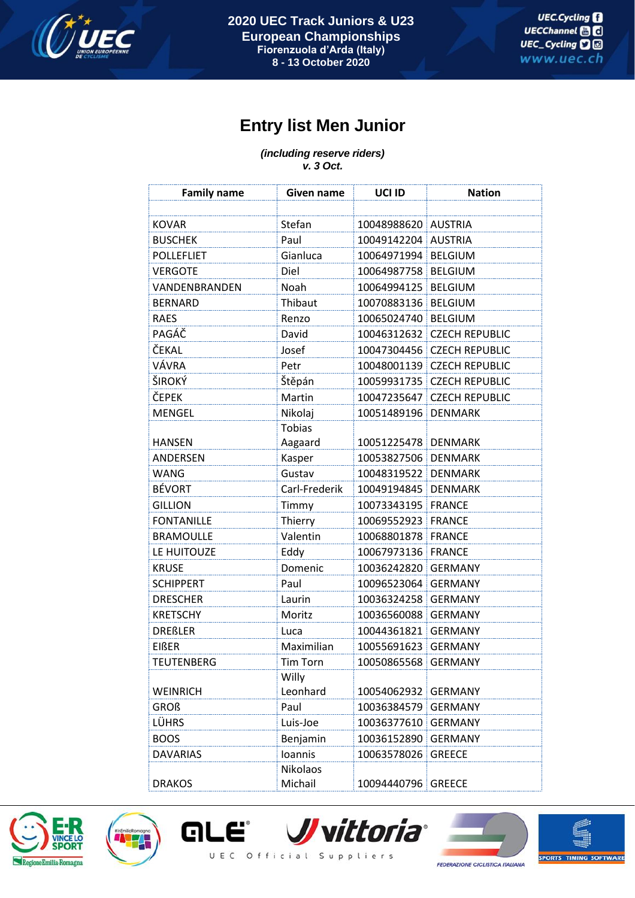# Entry list Men Junior

***(including reserve riders)***
***v. 3 Oct.***

| Family name | Given name | UCI ID | Nation |
|---|---|---|---|
| | | | |
| KOVAR | Stefan | 10048988620 | AUSTRIA |
| BUSCHEK | Paul | 10049142204 | AUSTRIA |
| POLLEFLIET | Gianluca | 10064971994 | BELGIUM |
| VERGOTE | Diel | 10064987758 | BELGIUM |
| VANDENBRANDEN | Noah | 10064994125 | BELGIUM |
| BERNARD | Thibaut | 10070883136 | BELGIUM |
| RAES | Renzo | 10065024740 | BELGIUM |
| PAGÁČ | David | 10046312632 | CZECH REPUBLIC |
| ČEKAL | Josef | 10047304456 | CZECH REPUBLIC |
| VÁVRA | Petr | 10048001139 | CZECH REPUBLIC |
| ŠIROKÝ | Štěpán | 10059931735 | CZECH REPUBLIC |
| ČEPEK | Martin | 10047235647 | CZECH REPUBLIC |
| MENGEL | Nikolaj | 10051489196 | DENMARK |
| HANSEN | Tobias Aagaard | 10051225478 | DENMARK |
| ANDERSEN | Kasper | 10053827506 | DENMARK |
| WANG | Gustav | 10048319522 | DENMARK |
| BÉVORT | Carl-Frederik | 10049194845 | DENMARK |
| GILLION | Timmy | 10073343195 | FRANCE |
| FONTANILLE | Thierry | 10069552923 | FRANCE |
| BRAMOULLE | Valentin | 10068801878 | FRANCE |
| LE HUITOUZE | Eddy | 10067973136 | FRANCE |
| KRUSE | Domenic | 10036242820 | GERMANY |
| SCHIPPERT | Paul | 10096523064 | GERMANY |
| DRESCHER | Laurin | 10036324258 | GERMANY |
| KRETSCHY | Moritz | 10036560088 | GERMANY |
| DREßLER | Luca | 10044361821 | GERMANY |
| EIßER | Maximilian | 10055691623 | GERMANY |
| TEUTENBERG | Tim Torn | 10050865568 | GERMANY |
| WEINRICH | Willy Leonhard | 10054062932 | GERMANY |
| GROß | Paul | 10036384579 | GERMANY |
| LÜHRS | Luis-Joe | 10036377610 | GERMANY |
| BOOS | Benjamin | 10036152890 | GERMANY |
| DAVARIAS | Ioannis | 10063578026 | GREECE |
| DRAKOS | Nikolaos Michail | 10094440796 | GREECE |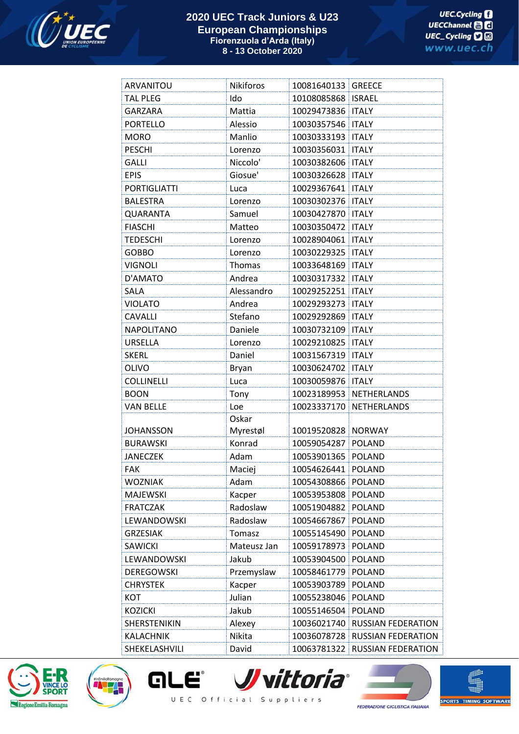| | | | |
|---|---|---|---|
| ARVANITOU | Nikiforos | 10081640133 | GREECE |
| TAL PLEG | Ido | 10108085868 | ISRAEL |
| GARZARA | Mattia | 10029473836 | ITALY |
| PORTELLO | Alessio | 10030357546 | ITALY |
| MORO | Manlio | 10030333193 | ITALY |
| PESCHI | Lorenzo | 10030356031 | ITALY |
| GALLI | Niccolo' | 10030382606 | ITALY |
| EPIS | Giosue' | 10030326628 | ITALY |
| PORTIGLIATTI | Luca | 10029367641 | ITALY |
| BALESTRA | Lorenzo | 10030302376 | ITALY |
| QUARANTA | Samuel | 10030427870 | ITALY |
| FIASCHI | Matteo | 10030350472 | ITALY |
| TEDESCHI | Lorenzo | 10028904061 | ITALY |
| GOBBO | Lorenzo | 10030229325 | ITALY |
| VIGNOLI | Thomas | 10033648169 | ITALY |
| D'AMATO | Andrea | 10030317332 | ITALY |
| SALA | Alessandro | 10029252251 | ITALY |
| VIOLATO | Andrea | 10029293273 | ITALY |
| CAVALLI | Stefano | 10029292869 | ITALY |
| NAPOLITANO | Daniele | 10030732109 | ITALY |
| URSELLA | Lorenzo | 10029210825 | ITALY |
| SKERL | Daniel | 10031567319 | ITALY |
| OLIVO | Bryan | 10030624702 | ITALY |
| COLLINELLI | Luca | 10030059876 | ITALY |
| BOON | Tony | 10023189953 | NETHERLANDS |
| VAN BELLE | Loe | 10023337170 | NETHERLANDS |
| JOHANSSON | Oskar Myrestøl | 10019520828 | NORWAY |
| BURAWSKI | Konrad | 10059054287 | POLAND |
| JANECZEK | Adam | 10053901365 | POLAND |
| FAK | Maciej | 10054626441 | POLAND |
| WOZNIAK | Adam | 10054308866 | POLAND |
| MAJEWSKI | Kacper | 10053953808 | POLAND |
| FRATCZAK | Radoslaw | 10051904882 | POLAND |
| LEWANDOWSKI | Radoslaw | 10054667867 | POLAND |
| GRZESIAK | Tomasz | 10055145490 | POLAND |
| SAWICKI | Mateusz Jan | 10059178973 | POLAND |
| LEWANDOWSKI | Jakub | 10053904500 | POLAND |
| DEREGOWSKI | Przemyslaw | 10058461779 | POLAND |
| CHRYSTEK | Kacper | 10053903789 | POLAND |
| KOT | Julian | 10055238046 | POLAND |
| KOZICKI | Jakub | 10055146504 | POLAND |
| SHERSTENIKIN | Alexey | 10036021740 | RUSSIAN FEDERATION |
| KALACHNIK | Nikita | 10036078728 | RUSSIAN FEDERATION |
| SHEKELASHVILI | David | 10063781322 | RUSSIAN FEDERATION |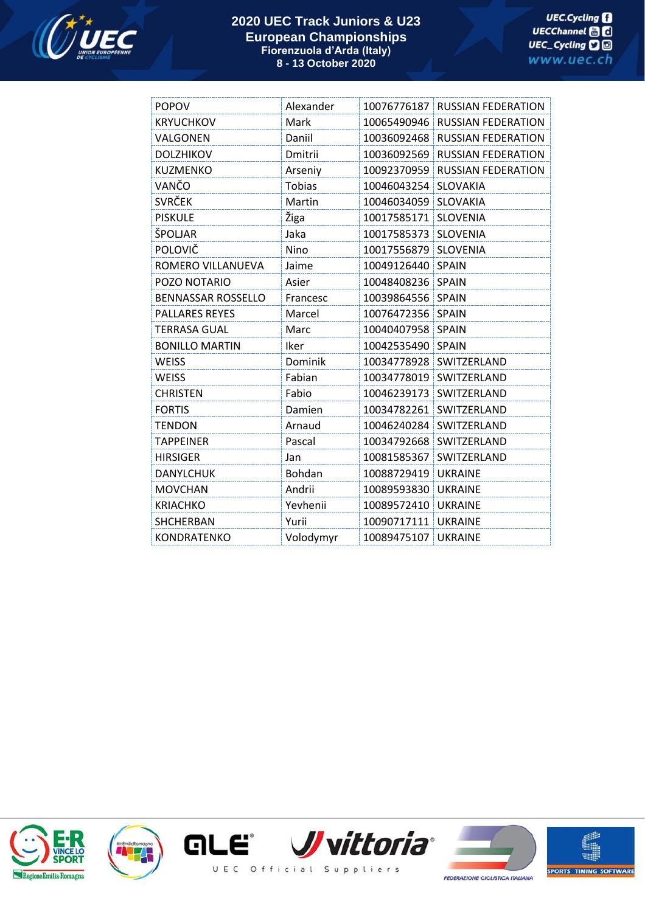| | | | |
|---|---|---|---|
| POPOV | Alexander | 10076776187 | RUSSIAN FEDERATION |
| KRYUCHKOV | Mark | 10065490946 | RUSSIAN FEDERATION |
| VALGONEN | Daniil | 10036092468 | RUSSIAN FEDERATION |
| DOLZHIKOV | Dmitrii | 10036092569 | RUSSIAN FEDERATION |
| KUZMENKO | Arseniy | 10092370959 | RUSSIAN FEDERATION |
| VANČO | Tobias | 10046043254 | SLOVAKIA |
| SVRČEK | Martin | 10046034059 | SLOVAKIA |
| PISKULE | Žiga | 10017585171 | SLOVENIA |
| ŠPOLJAR | Jaka | 10017585373 | SLOVENIA |
| POLOVIČ | Nino | 10017556879 | SLOVENIA |
| ROMERO VILLANUEVA | Jaime | 10049126440 | SPAIN |
| POZO NOTARIO | Asier | 10048408236 | SPAIN |
| BENNASSAR ROSSELLO | Francesc | 10039864556 | SPAIN |
| PALLARES REYES | Marcel | 10076472356 | SPAIN |
| TERRASA GUAL | Marc | 10040407958 | SPAIN |
| BONILLO MARTIN | Iker | 10042535490 | SPAIN |
| WEISS | Dominik | 10034778928 | SWITZERLAND |
| WEISS | Fabian | 10034778019 | SWITZERLAND |
| CHRISTEN | Fabio | 10046239173 | SWITZERLAND |
| FORTIS | Damien | 10034782261 | SWITZERLAND |
| TENDON | Arnaud | 10046240284 | SWITZERLAND |
| TAPPEINER | Pascal | 10034792668 | SWITZERLAND |
| HIRSIGER | Jan | 10081585367 | SWITZERLAND |
| DANYLCHUK | Bohdan | 10088729419 | UKRAINE |
| MOVCHAN | Andrii | 10089593830 | UKRAINE |
| KRIACHKO | Yevhenii | 10089572410 | UKRAINE |
| SHCHERBAN | Yurii | 10090717111 | UKRAINE |
| KONDRATENKO | Volodymyr | 10089475107 | UKRAINE |